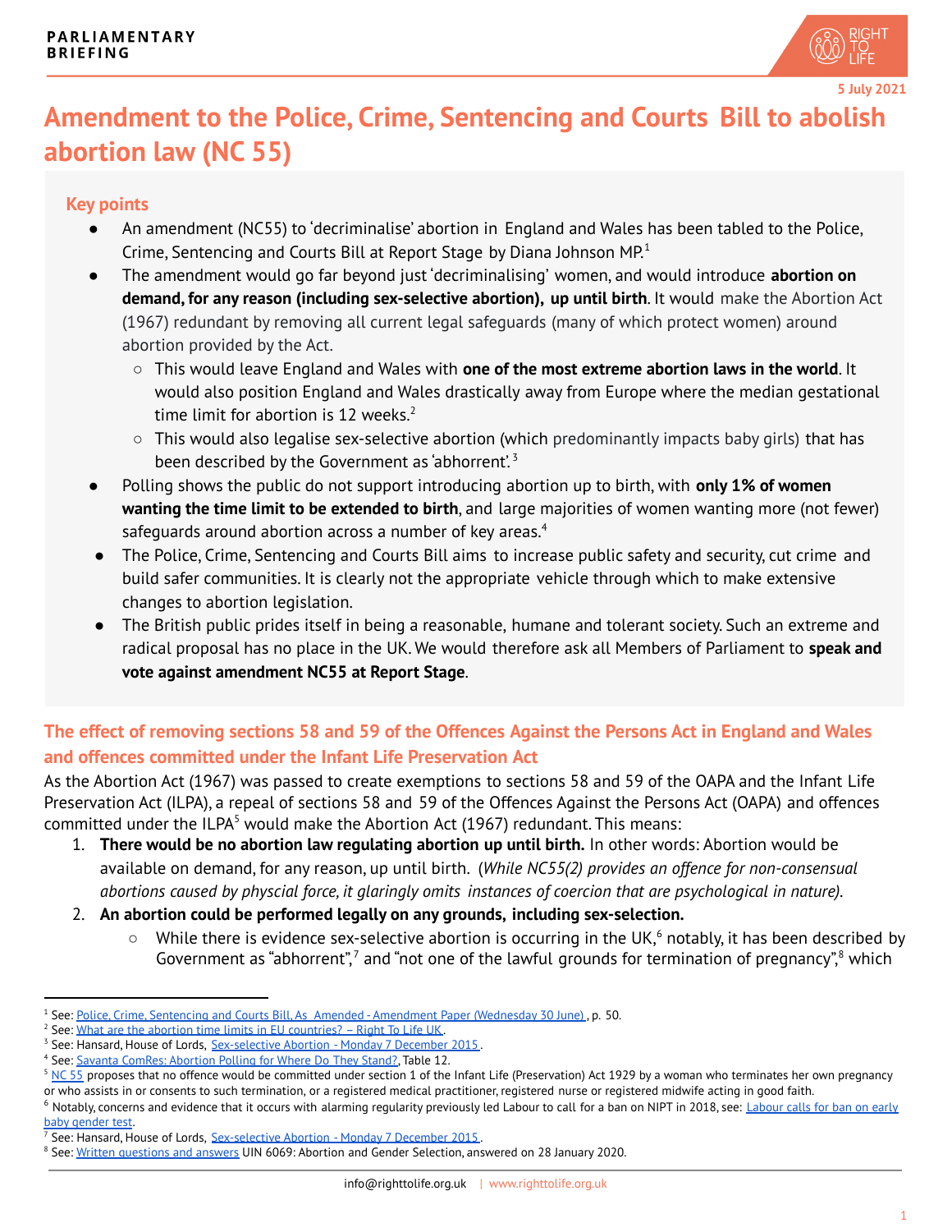PARLIAMENTARY BRIEFING

5 July 2021

# Amendment to the Police, Crime, Sentencing and Courts Bill to abolish abortion law (NC 55)

## Key points

- An amendment (NC55) to 'decriminalise' abortion in England and Wales has been tabled to the Police, Crime, Sentencing and Courts Bill at Report Stage by Diana Johnson MP.[1]
- The amendment would go far beyond just 'decriminalising' women, and would introduce **abortion on demand, for any reason (including sex-selective abortion), up until birth**. It would make the Abortion Act (1967) redundant by removing all current legal safeguards (many of which protect women) around abortion provided by the Act.
  - This would leave England and Wales with **one of the most extreme abortion laws in the world**. It would also position England and Wales drastically away from Europe where the median gestational time limit for abortion is 12 weeks.[2]
  - This would also legalise sex-selective abortion (which predominantly impacts baby girls) that has been described by the Government as 'abhorrent'.[3]
- Polling shows the public do not support introducing abortion up to birth, with **only 1% of women wanting the time limit to be extended to birth**, and large majorities of women wanting more (not fewer) safeguards around abortion across a number of key areas.[4]
- The Police, Crime, Sentencing and Courts Bill aims to increase public safety and security, cut crime and build safer communities. It is clearly not the appropriate vehicle through which to make extensive changes to abortion legislation.
- The British public prides itself in being a reasonable, humane and tolerant society. Such an extreme and radical proposal has no place in the UK. We would therefore ask all Members of Parliament to **speak and vote against amendment NC55 at Report Stage**.

## The effect of removing sections 58 and 59 of the Offences Against the Persons Act in England and Wales and offences committed under the Infant Life Preservation Act

As the Abortion Act (1967) was passed to create exemptions to sections 58 and 59 of the OAPA and the Infant Life Preservation Act (ILPA), a repeal of sections 58 and 59 of the Offences Against the Persons Act (OAPA) and offences committed under the ILPA[5] would make the Abortion Act (1967) redundant. This means:

1. **There would be no abortion law regulating abortion up until birth.** In other words: Abortion would be available on demand, for any reason, up until birth. *(While NC55(2) provides an offence for non-consensual abortions caused by physcial force, it glaringly omits instances of coercion that are psychological in nature).*
2. **An abortion could be performed legally on any grounds, including sex-selection.**
   - While there is evidence sex-selective abortion is occurring in the UK,[6] notably, it has been described by Government as "abhorrent",[7] and "not one of the lawful grounds for termination of pregnancy",[8] which

---

[1] See: Police, Crime, Sentencing and Courts Bill, As Amended - Amendment Paper (Wednesday 30 June), p. 50.

[2] See: What are the abortion time limits in EU countries? – Right To Life UK.

[3] See: Hansard, House of Lords, Sex-selective Abortion - Monday 7 December 2015.

[4] See: Savanta ComRes: Abortion Polling for Where Do They Stand?, Table 12.

[5] NC 55 proposes that no offence would be committed under section 1 of the Infant Life (Preservation) Act 1929 by a woman who terminates her own pregnancy or who assists in or consents to such termination, or a registered medical practitioner, registered nurse or registered midwife acting in good faith.

[6] Notably, concerns and evidence that it occurs with alarming regularity previously led Labour to call for a ban on NIPT in 2018, see: Labour calls for ban on early baby gender test.

[7] See: Hansard, House of Lords, Sex-selective Abortion - Monday 7 December 2015.

[8] See: Written questions and answers UIN 6069: Abortion and Gender Selection, answered on 28 January 2020.

info@righttolife.org.uk | www.righttolife.org.uk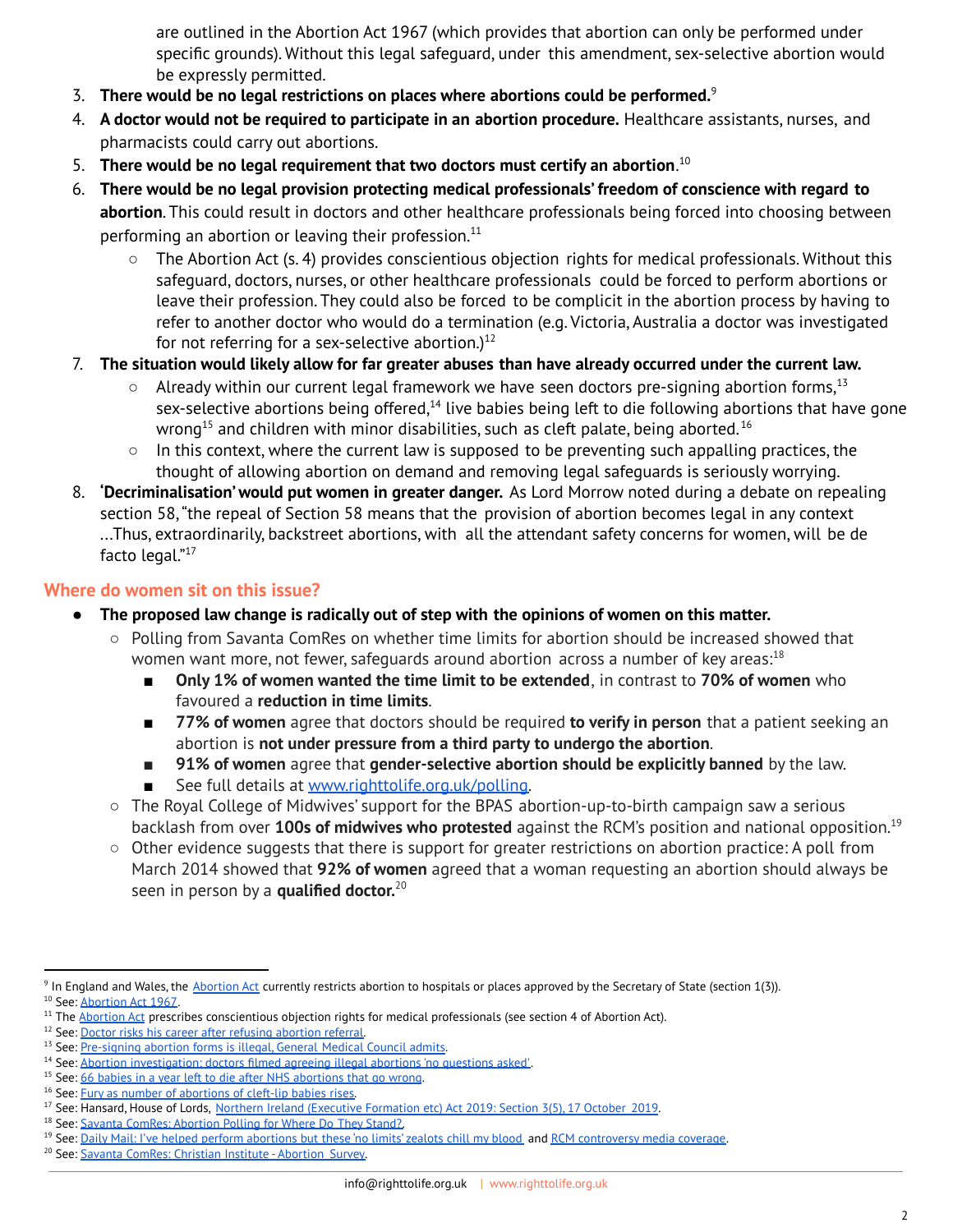are outlined in the Abortion Act 1967 (which provides that abortion can only be performed under specific grounds). Without this legal safeguard, under this amendment, sex-selective abortion would be expressly permitted.

3. **There would be no legal restrictions on places where abortions could be performed.**[9]
4. **A doctor would not be required to participate in an abortion procedure.** Healthcare assistants, nurses, and pharmacists could carry out abortions.
5. **There would be no legal requirement that two doctors must certify an abortion**.[10]
6. **There would be no legal provision protecting medical professionals' freedom of conscience with regard to abortion**. This could result in doctors and other healthcare professionals being forced into choosing between performing an abortion or leaving their profession.[11]
   - The Abortion Act (s. 4) provides conscientious objection rights for medical professionals. Without this safeguard, doctors, nurses, or other healthcare professionals could be forced to perform abortions or leave their profession. They could also be forced to be complicit in the abortion process by having to refer to another doctor who would do a termination (e.g. Victoria, Australia a doctor was investigated for not referring for a sex-selective abortion.)[12]
7. **The situation would likely allow for far greater abuses than have already occurred under the current law.**
   - Already within our current legal framework we have seen doctors pre-signing abortion forms,[13] sex-selective abortions being offered,[14] live babies being left to die following abortions that have gone wrong[15] and children with minor disabilities, such as cleft palate, being aborted.[16]
   - In this context, where the current law is supposed to be preventing such appalling practices, the thought of allowing abortion on demand and removing legal safeguards is seriously worrying.
8. **'Decriminalisation' would put women in greater danger.** As Lord Morrow noted during a debate on repealing section 58, "the repeal of Section 58 means that the provision of abortion becomes legal in any context …Thus, extraordinarily, backstreet abortions, with all the attendant safety concerns for women, will be de facto legal."[17]

## Where do women sit on this issue?

- **The proposed law change is radically out of step with the opinions of women on this matter.**
  - Polling from Savanta ComRes on whether time limits for abortion should be increased showed that women want more, not fewer, safeguards around abortion across a number of key areas:[18]
    - **Only 1% of women wanted the time limit to be extended**, in contrast to **70% of women** who favoured a **reduction in time limits**.
    - **77% of women** agree that doctors should be required **to verify in person** that a patient seeking an abortion is **not under pressure from a third party to undergo the abortion**.
    - **91% of women** agree that **gender-selective abortion should be explicitly banned** by the law.
    - See full details at www.righttolife.org.uk/polling.
  - The Royal College of Midwives' support for the BPAS abortion-up-to-birth campaign saw a serious backlash from over **100s of midwives who protested** against the RCM's position and national opposition.[19]
  - Other evidence suggests that there is support for greater restrictions on abortion practice: A poll from March 2014 showed that **92% of women** agreed that a woman requesting an abortion should always be seen in person by a **qualified doctor.**[20]

---

[9] In England and Wales, the Abortion Act currently restricts abortion to hospitals or places approved by the Secretary of State (section 1(3)).
[10] See: Abortion Act 1967.
[11] The Abortion Act prescribes conscientious objection rights for medical professionals (see section 4 of Abortion Act).
[12] See: Doctor risks his career after refusing abortion referral.
[13] See: Pre-signing abortion forms is illegal, General Medical Council admits.
[14] See: Abortion investigation: doctors filmed agreeing illegal abortions 'no questions asked'.
[15] See: 66 babies in a year left to die after NHS abortions that go wrong.
[16] See: Fury as number of abortions of cleft-lip babies rises.
[17] See: Hansard, House of Lords, Northern Ireland (Executive Formation etc) Act 2019: Section 3(5), 17 October 2019.
[18] See: Savanta ComRes: Abortion Polling for Where Do They Stand?.
[19] See: Daily Mail: I've helped perform abortions but these 'no limits' zealots chill my blood and RCM controversy media coverage.
[20] See: Savanta ComRes: Christian Institute - Abortion Survey.

info@righttolife.org.uk | www.righttolife.org.uk